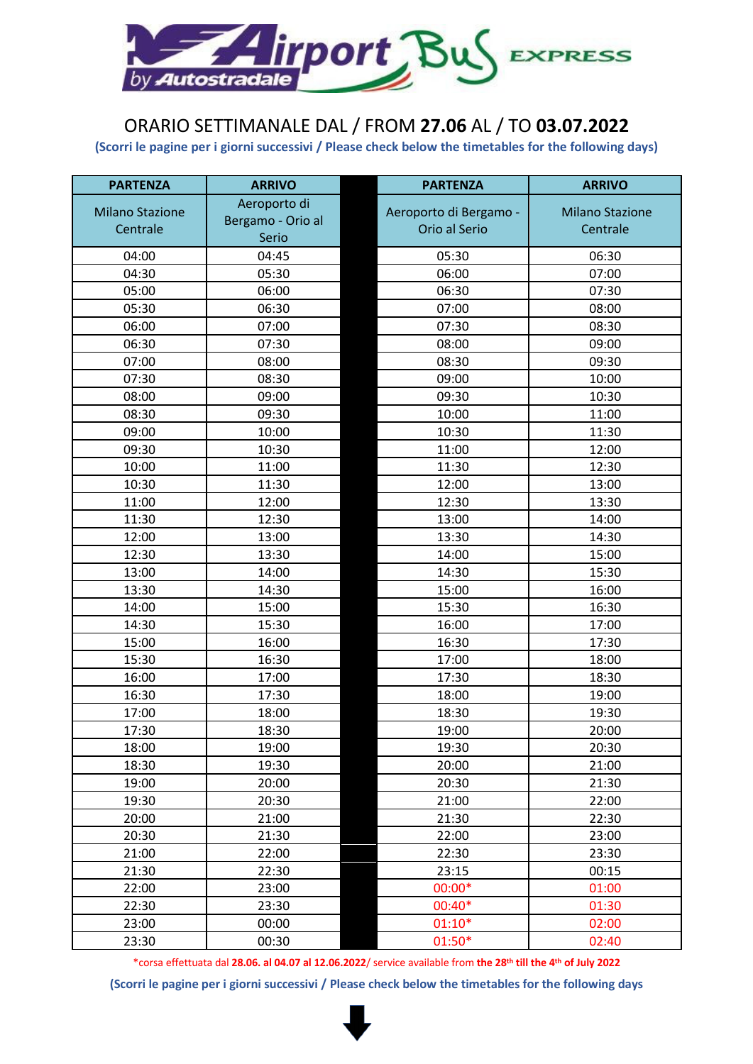# Airport Bus EXPRESS by Autostradale

## ORARIO SETTIMANALE DAL / FROM **27.06** AL / TO **03.07.2022**

**(Scorri le pagine per i giorni successivi / Please check below the timetables for the following days)**

| PARTENZA | ARRIVO | | PARTENZA | ARRIVO |
|---|---|---|---|---|
| Milano Stazione Centrale | Aeroporto di Bergamo - Orio al Serio | | Aeroporto di Bergamo - Orio al Serio | Milano Stazione Centrale |
| 04:00 | 04:45 | | 05:30 | 06:30 |
| 04:30 | 05:30 | | 06:00 | 07:00 |
| 05:00 | 06:00 | | 06:30 | 07:30 |
| 05:30 | 06:30 | | 07:00 | 08:00 |
| 06:00 | 07:00 | | 07:30 | 08:30 |
| 06:30 | 07:30 | | 08:00 | 09:00 |
| 07:00 | 08:00 | | 08:30 | 09:30 |
| 07:30 | 08:30 | | 09:00 | 10:00 |
| 08:00 | 09:00 | | 09:30 | 10:30 |
| 08:30 | 09:30 | | 10:00 | 11:00 |
| 09:00 | 10:00 | | 10:30 | 11:30 |
| 09:30 | 10:30 | | 11:00 | 12:00 |
| 10:00 | 11:00 | | 11:30 | 12:30 |
| 10:30 | 11:30 | | 12:00 | 13:00 |
| 11:00 | 12:00 | | 12:30 | 13:30 |
| 11:30 | 12:30 | | 13:00 | 14:00 |
| 12:00 | 13:00 | | 13:30 | 14:30 |
| 12:30 | 13:30 | | 14:00 | 15:00 |
| 13:00 | 14:00 | | 14:30 | 15:30 |
| 13:30 | 14:30 | | 15:00 | 16:00 |
| 14:00 | 15:00 | | 15:30 | 16:30 |
| 14:30 | 15:30 | | 16:00 | 17:00 |
| 15:00 | 16:00 | | 16:30 | 17:30 |
| 15:30 | 16:30 | | 17:00 | 18:00 |
| 16:00 | 17:00 | | 17:30 | 18:30 |
| 16:30 | 17:30 | | 18:00 | 19:00 |
| 17:00 | 18:00 | | 18:30 | 19:30 |
| 17:30 | 18:30 | | 19:00 | 20:00 |
| 18:00 | 19:00 | | 19:30 | 20:30 |
| 18:30 | 19:30 | | 20:00 | 21:00 |
| 19:00 | 20:00 | | 20:30 | 21:30 |
| 19:30 | 20:30 | | 21:00 | 22:00 |
| 20:00 | 21:00 | | 21:30 | 22:30 |
| 20:30 | 21:30 | | 22:00 | 23:00 |
| 21:00 | 22:00 | | 22:30 | 23:30 |
| 21:30 | 22:30 | | 23:15 | 00:15 |
| 22:00 | 23:00 | | 00:00* | 01:00 |
| 22:30 | 23:30 | | 00:40* | 01:30 |
| 23:00 | 00:00 | | 01:10* | 02:00 |
| 23:30 | 00:30 | | 01:50* | 02:40 |

*corsa effettuata dal **28.06. al 04.07 al 12.06.2022**/ service available from **the 28th till the 4th of July 2022**

**(Scorri le pagine per i giorni successivi / Please check below the timetables for the following days**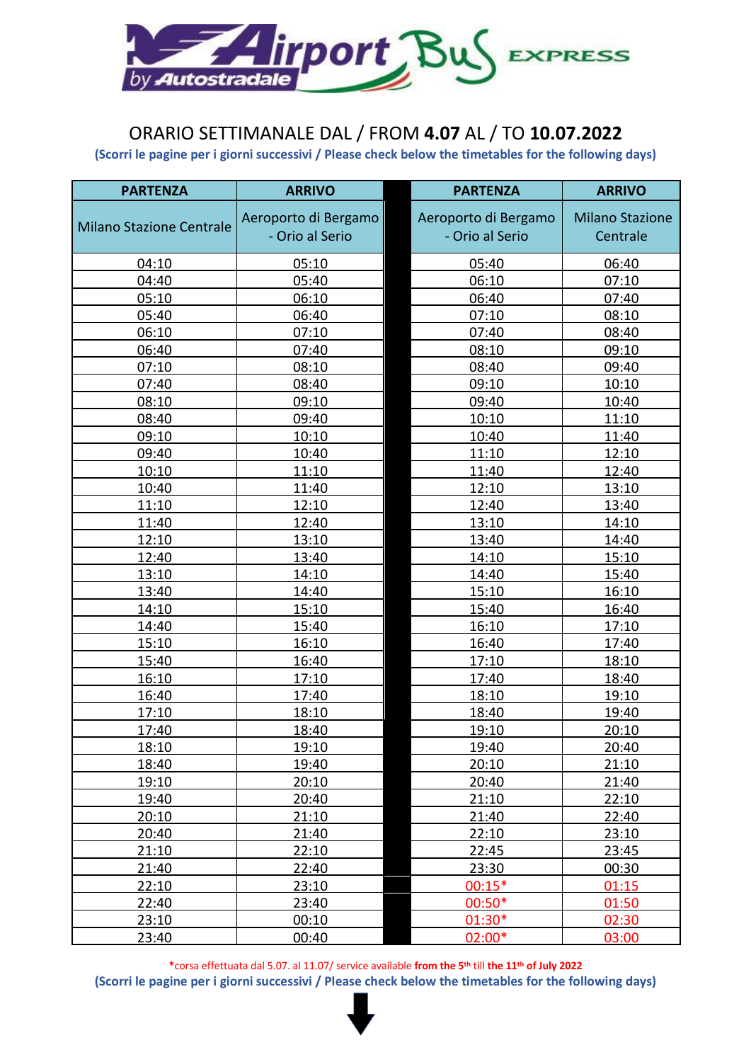# Airport Bus EXPRESS by Autostradale

## ORARIO SETTIMANALE DAL / FROM **4.07** AL / TO **10.07.2022**

**(Scorri le pagine per i giorni successivi / Please check below the timetables for the following days)**

| PARTENZA | ARRIVO | | PARTENZA | ARRIVO |
|---|---|---|---|---|
| Milano Stazione Centrale | Aeroporto di Bergamo - Orio al Serio | | Aeroporto di Bergamo - Orio al Serio | Milano Stazione Centrale |
| 04:10 | 05:10 | | 05:40 | 06:40 |
| 04:40 | 05:40 | | 06:10 | 07:10 |
| 05:10 | 06:10 | | 06:40 | 07:40 |
| 05:40 | 06:40 | | 07:10 | 08:10 |
| 06:10 | 07:10 | | 07:40 | 08:40 |
| 06:40 | 07:40 | | 08:10 | 09:10 |
| 07:10 | 08:10 | | 08:40 | 09:40 |
| 07:40 | 08:40 | | 09:10 | 10:10 |
| 08:10 | 09:10 | | 09:40 | 10:40 |
| 08:40 | 09:40 | | 10:10 | 11:10 |
| 09:10 | 10:10 | | 10:40 | 11:40 |
| 09:40 | 10:40 | | 11:10 | 12:10 |
| 10:10 | 11:10 | | 11:40 | 12:40 |
| 10:40 | 11:40 | | 12:10 | 13:10 |
| 11:10 | 12:10 | | 12:40 | 13:40 |
| 11:40 | 12:40 | | 13:10 | 14:10 |
| 12:10 | 13:10 | | 13:40 | 14:40 |
| 12:40 | 13:40 | | 14:10 | 15:10 |
| 13:10 | 14:10 | | 14:40 | 15:40 |
| 13:40 | 14:40 | | 15:10 | 16:10 |
| 14:10 | 15:10 | | 15:40 | 16:40 |
| 14:40 | 15:40 | | 16:10 | 17:10 |
| 15:10 | 16:10 | | 16:40 | 17:40 |
| 15:40 | 16:40 | | 17:10 | 18:10 |
| 16:10 | 17:10 | | 17:40 | 18:40 |
| 16:40 | 17:40 | | 18:10 | 19:10 |
| 17:10 | 18:10 | | 18:40 | 19:40 |
| 17:40 | 18:40 | | 19:10 | 20:10 |
| 18:10 | 19:10 | | 19:40 | 20:40 |
| 18:40 | 19:40 | | 20:10 | 21:10 |
| 19:10 | 20:10 | | 20:40 | 21:40 |
| 19:40 | 20:40 | | 21:10 | 22:10 |
| 20:10 | 21:10 | | 21:40 | 22:40 |
| 20:40 | 21:40 | | 22:10 | 23:10 |
| 21:10 | 22:10 | | 22:45 | 23:45 |
| 21:40 | 22:40 | | 23:30 | 00:30 |
| 22:10 | 23:10 | | 00:15* | 01:15 |
| 22:40 | 23:40 | | 00:50* | 01:50 |
| 23:10 | 00:10 | | 01:30* | 02:30 |
| 23:40 | 00:40 | | 02:00* | 03:00 |

*corsa effettuata dal 5.07. al 11.07/ service available **from the 5th** till **the 11th of July 2022**

**(Scorri le pagine per i giorni successivi / Please check below the timetables for the following days)**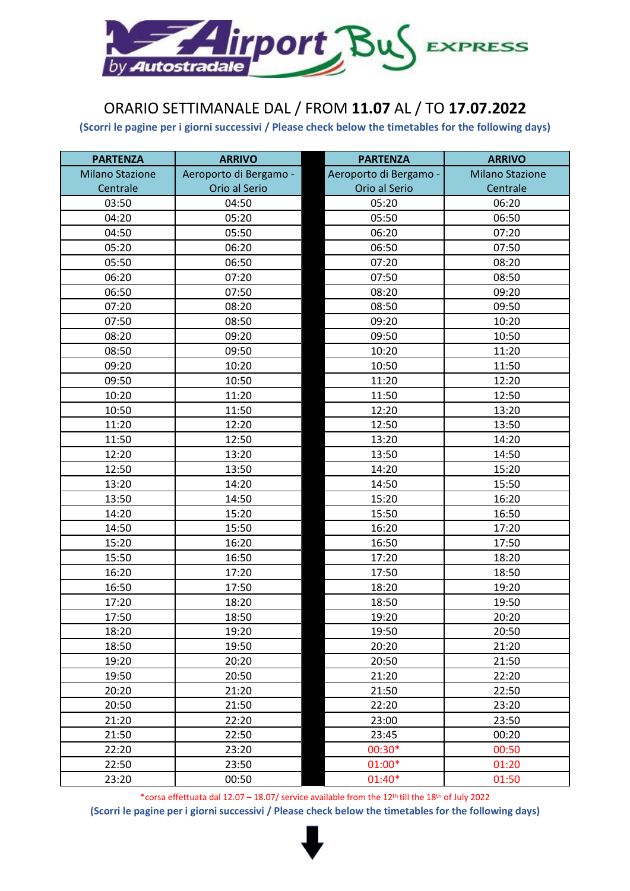Airport Bus EXPRESS by Autostradale

# ORARIO SETTIMANALE DAL / FROM **11.07** AL / TO **17.07.2022**

**(Scorri le pagine per i giorni successivi / Please check below the timetables for the following days)**

| PARTENZA | ARRIVO | PARTENZA | ARRIVO |
|---|---|---|---|
| Milano Stazione Centrale | Aeroporto di Bergamo - Orio al Serio | Aeroporto di Bergamo - Orio al Serio | Milano Stazione Centrale |
| 03:50 | 04:50 | 05:20 | 06:20 |
| 04:20 | 05:20 | 05:50 | 06:50 |
| 04:50 | 05:50 | 06:20 | 07:20 |
| 05:20 | 06:20 | 06:50 | 07:50 |
| 05:50 | 06:50 | 07:20 | 08:20 |
| 06:20 | 07:20 | 07:50 | 08:50 |
| 06:50 | 07:50 | 08:20 | 09:20 |
| 07:20 | 08:20 | 08:50 | 09:50 |
| 07:50 | 08:50 | 09:20 | 10:20 |
| 08:20 | 09:20 | 09:50 | 10:50 |
| 08:50 | 09:50 | 10:20 | 11:20 |
| 09:20 | 10:20 | 10:50 | 11:50 |
| 09:50 | 10:50 | 11:20 | 12:20 |
| 10:20 | 11:20 | 11:50 | 12:50 |
| 10:50 | 11:50 | 12:20 | 13:20 |
| 11:20 | 12:20 | 12:50 | 13:50 |
| 11:50 | 12:50 | 13:20 | 14:20 |
| 12:20 | 13:20 | 13:50 | 14:50 |
| 12:50 | 13:50 | 14:20 | 15:20 |
| 13:20 | 14:20 | 14:50 | 15:50 |
| 13:50 | 14:50 | 15:20 | 16:20 |
| 14:20 | 15:20 | 15:50 | 16:50 |
| 14:50 | 15:50 | 16:20 | 17:20 |
| 15:20 | 16:20 | 16:50 | 17:50 |
| 15:50 | 16:50 | 17:20 | 18:20 |
| 16:20 | 17:20 | 17:50 | 18:50 |
| 16:50 | 17:50 | 18:20 | 19:20 |
| 17:20 | 18:20 | 18:50 | 19:50 |
| 17:50 | 18:50 | 19:20 | 20:20 |
| 18:20 | 19:20 | 19:50 | 20:50 |
| 18:50 | 19:50 | 20:20 | 21:20 |
| 19:20 | 20:20 | 20:50 | 21:50 |
| 19:50 | 20:50 | 21:20 | 22:20 |
| 20:20 | 21:20 | 21:50 | 22:50 |
| 20:50 | 21:50 | 22:20 | 23:20 |
| 21:20 | 22:20 | 23:00 | 23:50 |
| 21:50 | 22:50 | 23:45 | 00:20 |
| 22:20 | 23:20 | 00:30* | 00:50 |
| 22:50 | 23:50 | 01:00* | 01:20 |
| 23:20 | 00:50 | 01:40* | 01:50 |

*corsa effettuata dal 12.07 – 18.07/ service available from the 12th till the 18th of July 2022

**(Scorri le pagine per i giorni successivi / Please check below the timetables for the following days)**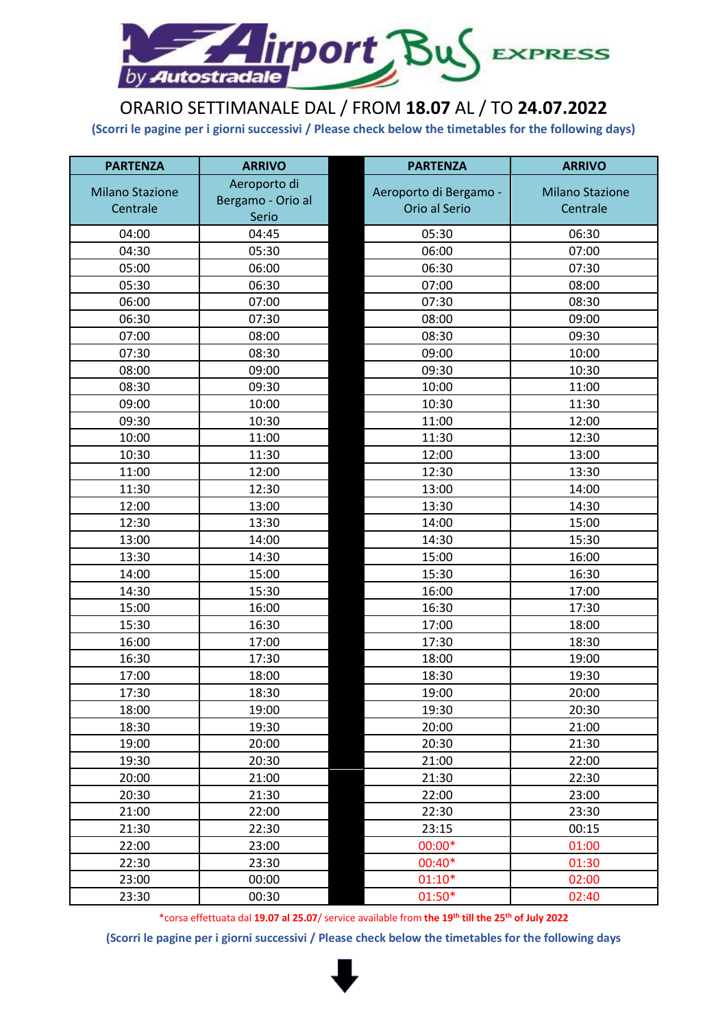# Airport Bus EXPRESS by Autostradale

## ORARIO SETTIMANALE DAL / FROM **18.07** AL / TO **24.07.2022**

**(Scorri le pagine per i giorni successivi / Please check below the timetables for the following days)**

| PARTENZA | ARRIVO | | PARTENZA | ARRIVO |
|---|---|---|---|---|
| Milano Stazione Centrale | Aeroporto di Bergamo - Orio al Serio | | Aeroporto di Bergamo - Orio al Serio | Milano Stazione Centrale |
| 04:00 | 04:45 | | 05:30 | 06:30 |
| 04:30 | 05:30 | | 06:00 | 07:00 |
| 05:00 | 06:00 | | 06:30 | 07:30 |
| 05:30 | 06:30 | | 07:00 | 08:00 |
| 06:00 | 07:00 | | 07:30 | 08:30 |
| 06:30 | 07:30 | | 08:00 | 09:00 |
| 07:00 | 08:00 | | 08:30 | 09:30 |
| 07:30 | 08:30 | | 09:00 | 10:00 |
| 08:00 | 09:00 | | 09:30 | 10:30 |
| 08:30 | 09:30 | | 10:00 | 11:00 |
| 09:00 | 10:00 | | 10:30 | 11:30 |
| 09:30 | 10:30 | | 11:00 | 12:00 |
| 10:00 | 11:00 | | 11:30 | 12:30 |
| 10:30 | 11:30 | | 12:00 | 13:00 |
| 11:00 | 12:00 | | 12:30 | 13:30 |
| 11:30 | 12:30 | | 13:00 | 14:00 |
| 12:00 | 13:00 | | 13:30 | 14:30 |
| 12:30 | 13:30 | | 14:00 | 15:00 |
| 13:00 | 14:00 | | 14:30 | 15:30 |
| 13:30 | 14:30 | | 15:00 | 16:00 |
| 14:00 | 15:00 | | 15:30 | 16:30 |
| 14:30 | 15:30 | | 16:00 | 17:00 |
| 15:00 | 16:00 | | 16:30 | 17:30 |
| 15:30 | 16:30 | | 17:00 | 18:00 |
| 16:00 | 17:00 | | 17:30 | 18:30 |
| 16:30 | 17:30 | | 18:00 | 19:00 |
| 17:00 | 18:00 | | 18:30 | 19:30 |
| 17:30 | 18:30 | | 19:00 | 20:00 |
| 18:00 | 19:00 | | 19:30 | 20:30 |
| 18:30 | 19:30 | | 20:00 | 21:00 |
| 19:00 | 20:00 | | 20:30 | 21:30 |
| 19:30 | 20:30 | | 21:00 | 22:00 |
| 20:00 | 21:00 | | 21:30 | 22:30 |
| 20:30 | 21:30 | | 22:00 | 23:00 |
| 21:00 | 22:00 | | 22:30 | 23:30 |
| 21:30 | 22:30 | | 23:15 | 00:15 |
| 22:00 | 23:00 | | 00:00* | 01:00 |
| 22:30 | 23:30 | | 00:40* | 01:30 |
| 23:00 | 00:00 | | 01:10* | 02:00 |
| 23:30 | 00:30 | | 01:50* | 02:40 |

*corsa effettuata dal **19.07 al 25.07**/ service available from **the 19th till the 25th of July 2022**

**(Scorri le pagine per i giorni successivi / Please check below the timetables for the following days**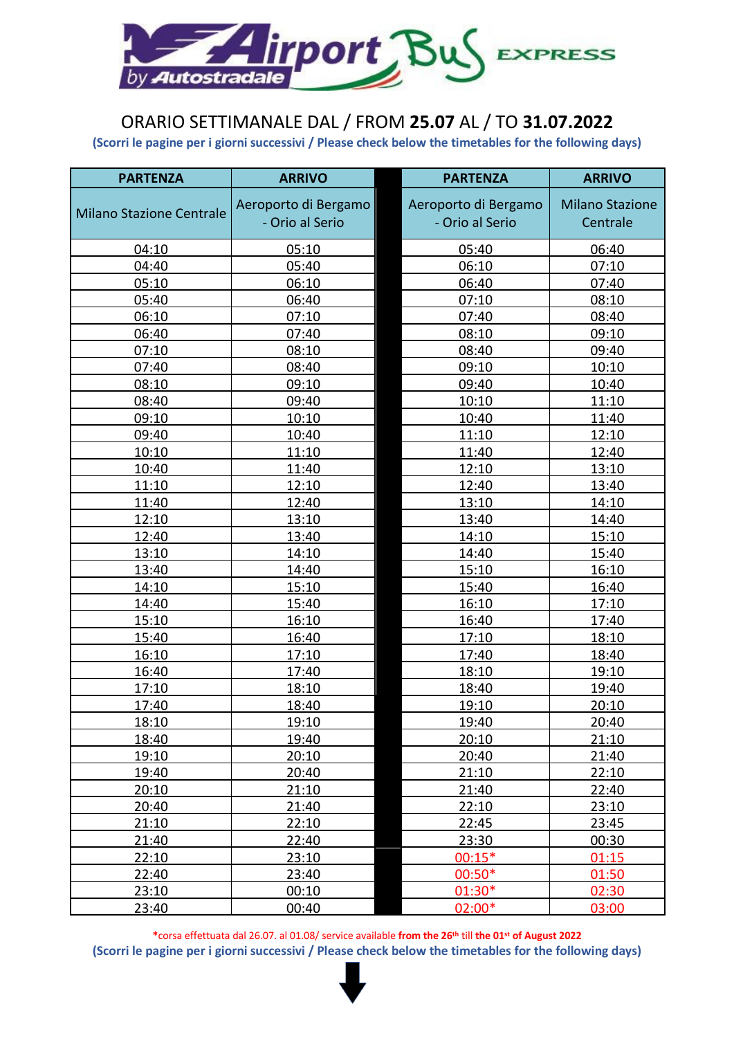# Airport Bus EXPRESS by Autostradale

## ORARIO SETTIMANALE DAL / FROM **25.07** AL / TO **31.07.2022**

**(Scorri le pagine per i giorni successivi / Please check below the timetables for the following days)**

| PARTENZA | ARRIVO | PARTENZA | ARRIVO |
|---|---|---|---|
| Milano Stazione Centrale | Aeroporto di Bergamo - Orio al Serio | Aeroporto di Bergamo - Orio al Serio | Milano Stazione Centrale |
| 04:10 | 05:10 | 05:40 | 06:40 |
| 04:40 | 05:40 | 06:10 | 07:10 |
| 05:10 | 06:10 | 06:40 | 07:40 |
| 05:40 | 06:40 | 07:10 | 08:10 |
| 06:10 | 07:10 | 07:40 | 08:40 |
| 06:40 | 07:40 | 08:10 | 09:10 |
| 07:10 | 08:10 | 08:40 | 09:40 |
| 07:40 | 08:40 | 09:10 | 10:10 |
| 08:10 | 09:10 | 09:40 | 10:40 |
| 08:40 | 09:40 | 10:10 | 11:10 |
| 09:10 | 10:10 | 10:40 | 11:40 |
| 09:40 | 10:40 | 11:10 | 12:10 |
| 10:10 | 11:10 | 11:40 | 12:40 |
| 10:40 | 11:40 | 12:10 | 13:10 |
| 11:10 | 12:10 | 12:40 | 13:40 |
| 11:40 | 12:40 | 13:10 | 14:10 |
| 12:10 | 13:10 | 13:40 | 14:40 |
| 12:40 | 13:40 | 14:10 | 15:10 |
| 13:10 | 14:10 | 14:40 | 15:40 |
| 13:40 | 14:40 | 15:10 | 16:10 |
| 14:10 | 15:10 | 15:40 | 16:40 |
| 14:40 | 15:40 | 16:10 | 17:10 |
| 15:10 | 16:10 | 16:40 | 17:40 |
| 15:40 | 16:40 | 17:10 | 18:10 |
| 16:10 | 17:10 | 17:40 | 18:40 |
| 16:40 | 17:40 | 18:10 | 19:10 |
| 17:10 | 18:10 | 18:40 | 19:40 |
| 17:40 | 18:40 | 19:10 | 20:10 |
| 18:10 | 19:10 | 19:40 | 20:40 |
| 18:40 | 19:40 | 20:10 | 21:10 |
| 19:10 | 20:10 | 20:40 | 21:40 |
| 19:40 | 20:40 | 21:10 | 22:10 |
| 20:10 | 21:10 | 21:40 | 22:40 |
| 20:40 | 21:40 | 22:10 | 23:10 |
| 21:10 | 22:10 | 22:45 | 23:45 |
| 21:40 | 22:40 | 23:30 | 00:30 |
| 22:10 | 23:10 | 00:15* | 01:15 |
| 22:40 | 23:40 | 00:50* | 01:50 |
| 23:10 | 00:10 | 01:30* | 02:30 |
| 23:40 | 00:40 | 02:00* | 03:00 |

*corsa effettuata dal 26.07. al 01.08/ service available **from the 26th** till **the 01st of August 2022**

**(Scorri le pagine per i giorni successivi / Please check below the timetables for the following days)**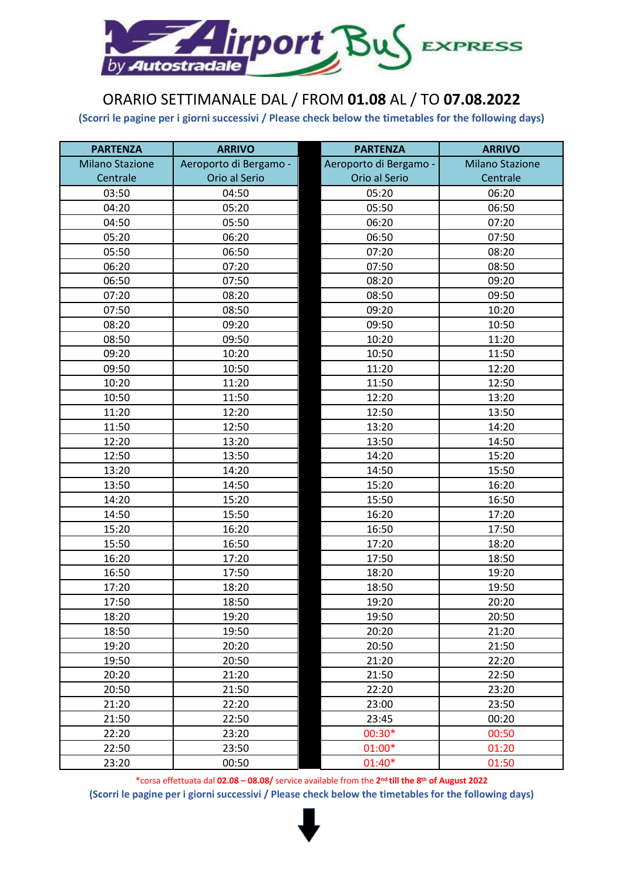# ORARIO SETTIMANALE DAL / FROM **01.08** AL / TO **07.08.2022**

**(Scorri le pagine per i giorni successivi / Please check below the timetables for the following days)**

| PARTENZA | ARRIVO | PARTENZA | ARRIVO |
|---|---|---|---|
| Milano Stazione Centrale | Aeroporto di Bergamo - Orio al Serio | Aeroporto di Bergamo - Orio al Serio | Milano Stazione Centrale |
| 03:50 | 04:50 | 05:20 | 06:20 |
| 04:20 | 05:20 | 05:50 | 06:50 |
| 04:50 | 05:50 | 06:20 | 07:20 |
| 05:20 | 06:20 | 06:50 | 07:50 |
| 05:50 | 06:50 | 07:20 | 08:20 |
| 06:20 | 07:20 | 07:50 | 08:50 |
| 06:50 | 07:50 | 08:20 | 09:20 |
| 07:20 | 08:20 | 08:50 | 09:50 |
| 07:50 | 08:50 | 09:20 | 10:20 |
| 08:20 | 09:20 | 09:50 | 10:50 |
| 08:50 | 09:50 | 10:20 | 11:20 |
| 09:20 | 10:20 | 10:50 | 11:50 |
| 09:50 | 10:50 | 11:20 | 12:20 |
| 10:20 | 11:20 | 11:50 | 12:50 |
| 10:50 | 11:50 | 12:20 | 13:20 |
| 11:20 | 12:20 | 12:50 | 13:50 |
| 11:50 | 12:50 | 13:20 | 14:20 |
| 12:20 | 13:20 | 13:50 | 14:50 |
| 12:50 | 13:50 | 14:20 | 15:20 |
| 13:20 | 14:20 | 14:50 | 15:50 |
| 13:50 | 14:50 | 15:20 | 16:20 |
| 14:20 | 15:20 | 15:50 | 16:50 |
| 14:50 | 15:50 | 16:20 | 17:20 |
| 15:20 | 16:20 | 16:50 | 17:50 |
| 15:50 | 16:50 | 17:20 | 18:20 |
| 16:20 | 17:20 | 17:50 | 18:50 |
| 16:50 | 17:50 | 18:20 | 19:20 |
| 17:20 | 18:20 | 18:50 | 19:50 |
| 17:50 | 18:50 | 19:20 | 20:20 |
| 18:20 | 19:20 | 19:50 | 20:50 |
| 18:50 | 19:50 | 20:20 | 21:20 |
| 19:20 | 20:20 | 20:50 | 21:50 |
| 19:50 | 20:50 | 21:20 | 22:20 |
| 20:20 | 21:20 | 21:50 | 22:50 |
| 20:50 | 21:50 | 22:20 | 23:20 |
| 21:20 | 22:20 | 23:00 | 23:50 |
| 21:50 | 22:50 | 23:45 | 00:20 |
| 22:20 | 23:20 | 00:30* | 00:50 |
| 22:50 | 23:50 | 01:00* | 01:20 |
| 23:20 | 00:50 | 01:40* | 01:50 |

*corsa effettuata dal **02.08 – 08.08/** service available from the **2nd till the 8th of August 2022**

**(Scorri le pagine per i giorni successivi / Please check below the timetables for the following days)**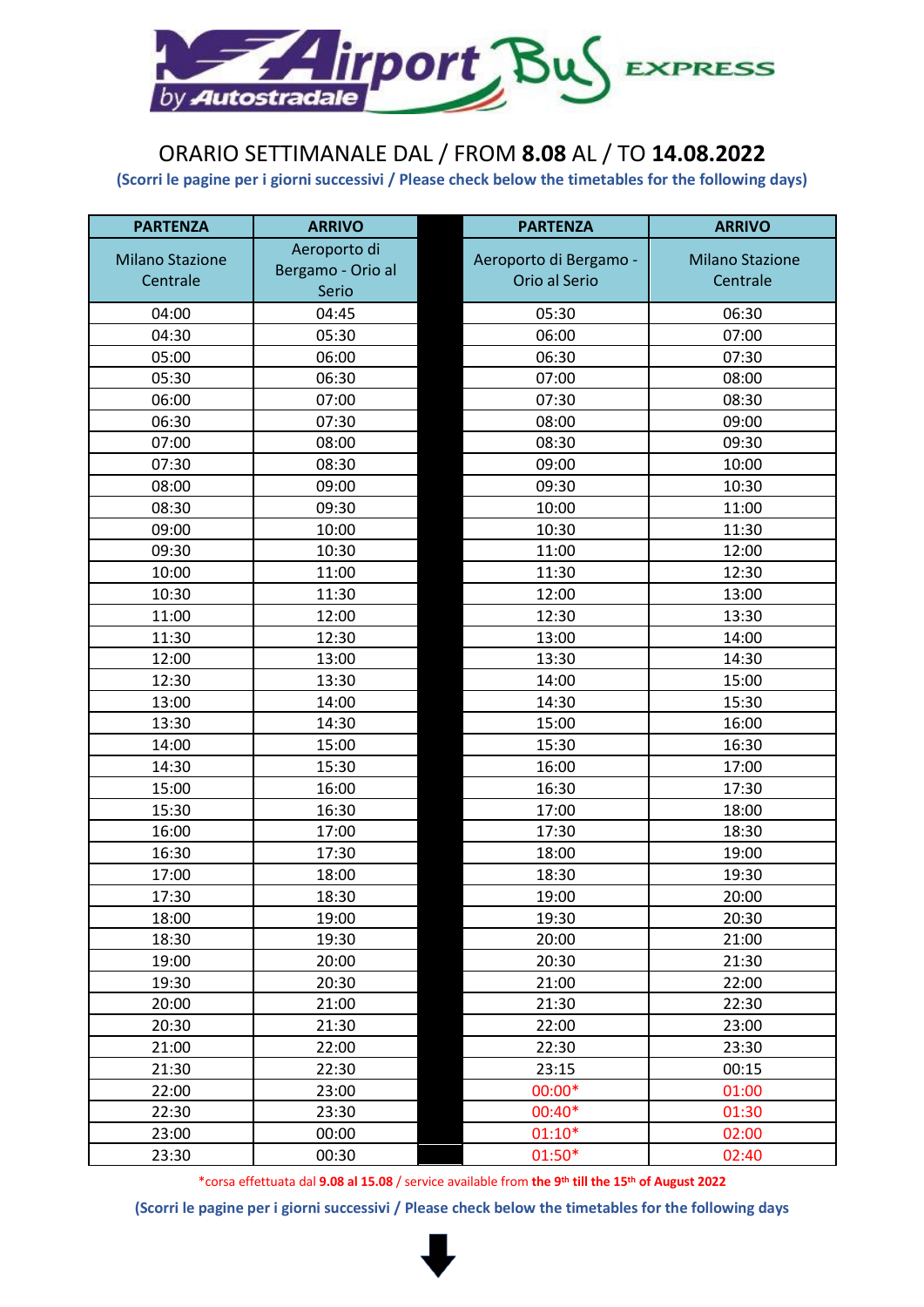# ORARIO SETTIMANALE DAL / FROM **8.08** AL / TO **14.08.2022**

**(Scorri le pagine per i giorni successivi / Please check below the timetables for the following days)**

| PARTENZA | ARRIVO | PARTENZA | ARRIVO |
|---|---|---|---|
| Milano Stazione Centrale | Aeroporto di Bergamo - Orio al Serio | Aeroporto di Bergamo - Orio al Serio | Milano Stazione Centrale |
| 04:00 | 04:45 | 05:30 | 06:30 |
| 04:30 | 05:30 | 06:00 | 07:00 |
| 05:00 | 06:00 | 06:30 | 07:30 |
| 05:30 | 06:30 | 07:00 | 08:00 |
| 06:00 | 07:00 | 07:30 | 08:30 |
| 06:30 | 07:30 | 08:00 | 09:00 |
| 07:00 | 08:00 | 08:30 | 09:30 |
| 07:30 | 08:30 | 09:00 | 10:00 |
| 08:00 | 09:00 | 09:30 | 10:30 |
| 08:30 | 09:30 | 10:00 | 11:00 |
| 09:00 | 10:00 | 10:30 | 11:30 |
| 09:30 | 10:30 | 11:00 | 12:00 |
| 10:00 | 11:00 | 11:30 | 12:30 |
| 10:30 | 11:30 | 12:00 | 13:00 |
| 11:00 | 12:00 | 12:30 | 13:30 |
| 11:30 | 12:30 | 13:00 | 14:00 |
| 12:00 | 13:00 | 13:30 | 14:30 |
| 12:30 | 13:30 | 14:00 | 15:00 |
| 13:00 | 14:00 | 14:30 | 15:30 |
| 13:30 | 14:30 | 15:00 | 16:00 |
| 14:00 | 15:00 | 15:30 | 16:30 |
| 14:30 | 15:30 | 16:00 | 17:00 |
| 15:00 | 16:00 | 16:30 | 17:30 |
| 15:30 | 16:30 | 17:00 | 18:00 |
| 16:00 | 17:00 | 17:30 | 18:30 |
| 16:30 | 17:30 | 18:00 | 19:00 |
| 17:00 | 18:00 | 18:30 | 19:30 |
| 17:30 | 18:30 | 19:00 | 20:00 |
| 18:00 | 19:00 | 19:30 | 20:30 |
| 18:30 | 19:30 | 20:00 | 21:00 |
| 19:00 | 20:00 | 20:30 | 21:30 |
| 19:30 | 20:30 | 21:00 | 22:00 |
| 20:00 | 21:00 | 21:30 | 22:30 |
| 20:30 | 21:30 | 22:00 | 23:00 |
| 21:00 | 22:00 | 22:30 | 23:30 |
| 21:30 | 22:30 | 23:15 | 00:15 |
| 22:00 | 23:00 | 00:00* | 01:00 |
| 22:30 | 23:30 | 00:40* | 01:30 |
| 23:00 | 00:00 | 01:10* | 02:00 |
| 23:30 | 00:30 | 01:50* | 02:40 |

*corsa effettuata dal **9.08 al 15.08** / service available from **the 9th till the 15th of August 2022**

**(Scorri le pagine per i giorni successivi / Please check below the timetables for the following days**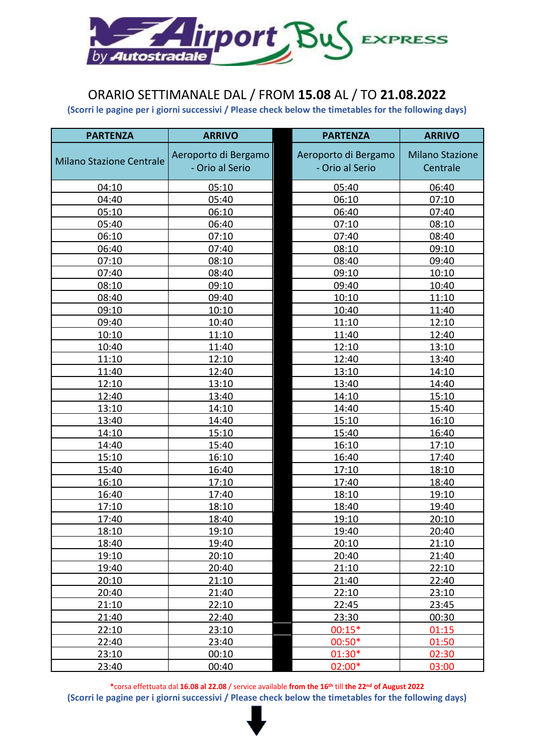Airport Bus EXPRESS by Autostradale

# ORARIO SETTIMANALE DAL / FROM **15.08** AL / TO **21.08.2022**

**(Scorri le pagine per i giorni successivi / Please check below the timetables for the following days)**

| PARTENZA | ARRIVO | PARTENZA | ARRIVO |
|---|---|---|---|
| Milano Stazione Centrale | Aeroporto di Bergamo - Orio al Serio | Aeroporto di Bergamo - Orio al Serio | Milano Stazione Centrale |
| 04:10 | 05:10 | 05:40 | 06:40 |
| 04:40 | 05:40 | 06:10 | 07:10 |
| 05:10 | 06:10 | 06:40 | 07:40 |
| 05:40 | 06:40 | 07:10 | 08:10 |
| 06:10 | 07:10 | 07:40 | 08:40 |
| 06:40 | 07:40 | 08:10 | 09:10 |
| 07:10 | 08:10 | 08:40 | 09:40 |
| 07:40 | 08:40 | 09:10 | 10:10 |
| 08:10 | 09:10 | 09:40 | 10:40 |
| 08:40 | 09:40 | 10:10 | 11:10 |
| 09:10 | 10:10 | 10:40 | 11:40 |
| 09:40 | 10:40 | 11:10 | 12:10 |
| 10:10 | 11:10 | 11:40 | 12:40 |
| 10:40 | 11:40 | 12:10 | 13:10 |
| 11:10 | 12:10 | 12:40 | 13:40 |
| 11:40 | 12:40 | 13:10 | 14:10 |
| 12:10 | 13:10 | 13:40 | 14:40 |
| 12:40 | 13:40 | 14:10 | 15:10 |
| 13:10 | 14:10 | 14:40 | 15:40 |
| 13:40 | 14:40 | 15:10 | 16:10 |
| 14:10 | 15:10 | 15:40 | 16:40 |
| 14:40 | 15:40 | 16:10 | 17:10 |
| 15:10 | 16:10 | 16:40 | 17:40 |
| 15:40 | 16:40 | 17:10 | 18:10 |
| 16:10 | 17:10 | 17:40 | 18:40 |
| 16:40 | 17:40 | 18:10 | 19:10 |
| 17:10 | 18:10 | 18:40 | 19:40 |
| 17:40 | 18:40 | 19:10 | 20:10 |
| 18:10 | 19:10 | 19:40 | 20:40 |
| 18:40 | 19:40 | 20:10 | 21:10 |
| 19:10 | 20:10 | 20:40 | 21:40 |
| 19:40 | 20:40 | 21:10 | 22:10 |
| 20:10 | 21:10 | 21:40 | 22:40 |
| 20:40 | 21:40 | 22:10 | 23:10 |
| 21:10 | 22:10 | 22:45 | 23:45 |
| 21:40 | 22:40 | 23:30 | 00:30 |
| 22:10 | 23:10 | 00:15* | 01:15 |
| 22:40 | 23:40 | 00:50* | 01:50 |
| 23:10 | 00:10 | 01:30* | 02:30 |
| 23:40 | 00:40 | 02:00* | 03:00 |

*corsa effettuata dal **16.08 al 22.08** / service available **from the 16th** till **the 22nd of August 2022**

**(Scorri le pagine per i giorni successivi / Please check below the timetables for the following days)**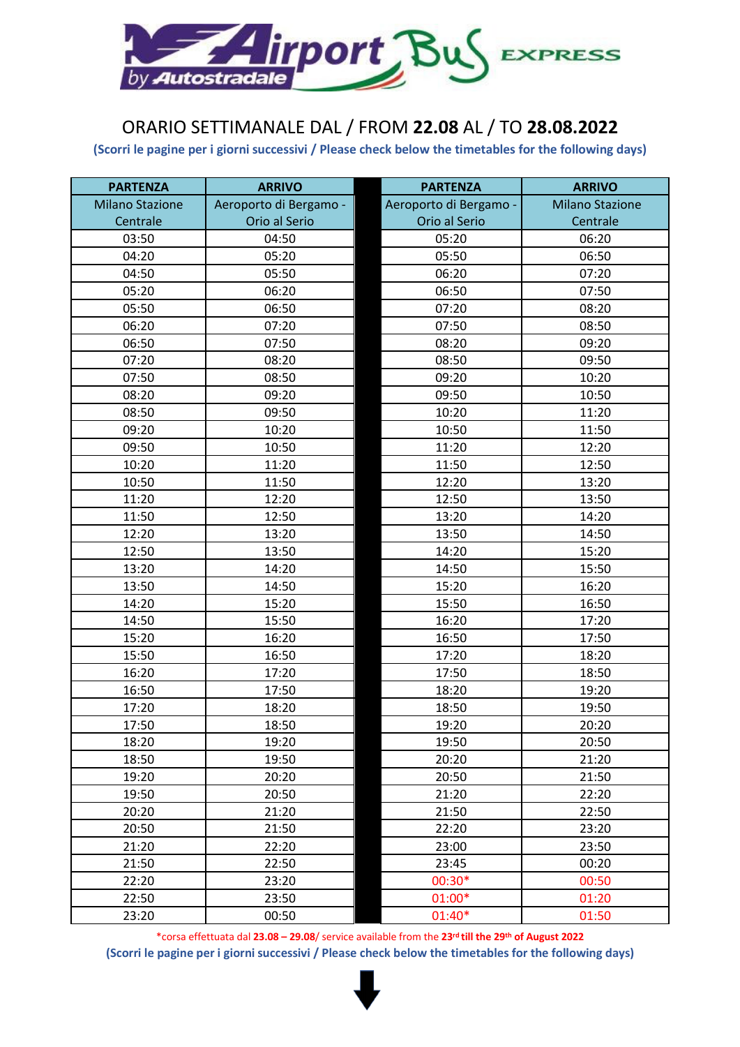# Airport Bus EXPRESS by Autostradale

## ORARIO SETTIMANALE DAL / FROM **22.08** AL / TO **28.08.2022**

**(Scorri le pagine per i giorni successivi / Please check below the timetables for the following days)**

| PARTENZA | ARRIVO | PARTENZA | ARRIVO |
|---|---|---|---|
| Milano Stazione Centrale | Aeroporto di Bergamo - Orio al Serio | Aeroporto di Bergamo - Orio al Serio | Milano Stazione Centrale |
| 03:50 | 04:50 | 05:20 | 06:20 |
| 04:20 | 05:20 | 05:50 | 06:50 |
| 04:50 | 05:50 | 06:20 | 07:20 |
| 05:20 | 06:20 | 06:50 | 07:50 |
| 05:50 | 06:50 | 07:20 | 08:20 |
| 06:20 | 07:20 | 07:50 | 08:50 |
| 06:50 | 07:50 | 08:20 | 09:20 |
| 07:20 | 08:20 | 08:50 | 09:50 |
| 07:50 | 08:50 | 09:20 | 10:20 |
| 08:20 | 09:20 | 09:50 | 10:50 |
| 08:50 | 09:50 | 10:20 | 11:20 |
| 09:20 | 10:20 | 10:50 | 11:50 |
| 09:50 | 10:50 | 11:20 | 12:20 |
| 10:20 | 11:20 | 11:50 | 12:50 |
| 10:50 | 11:50 | 12:20 | 13:20 |
| 11:20 | 12:20 | 12:50 | 13:50 |
| 11:50 | 12:50 | 13:20 | 14:20 |
| 12:20 | 13:20 | 13:50 | 14:50 |
| 12:50 | 13:50 | 14:20 | 15:20 |
| 13:20 | 14:20 | 14:50 | 15:50 |
| 13:50 | 14:50 | 15:20 | 16:20 |
| 14:20 | 15:20 | 15:50 | 16:50 |
| 14:50 | 15:50 | 16:20 | 17:20 |
| 15:20 | 16:20 | 16:50 | 17:50 |
| 15:50 | 16:50 | 17:20 | 18:20 |
| 16:20 | 17:20 | 17:50 | 18:50 |
| 16:50 | 17:50 | 18:20 | 19:20 |
| 17:20 | 18:20 | 18:50 | 19:50 |
| 17:50 | 18:50 | 19:20 | 20:20 |
| 18:20 | 19:20 | 19:50 | 20:50 |
| 18:50 | 19:50 | 20:20 | 21:20 |
| 19:20 | 20:20 | 20:50 | 21:50 |
| 19:50 | 20:50 | 21:20 | 22:20 |
| 20:20 | 21:20 | 21:50 | 22:50 |
| 20:50 | 21:50 | 22:20 | 23:20 |
| 21:20 | 22:20 | 23:00 | 23:50 |
| 21:50 | 22:50 | 23:45 | 00:20 |
| 22:20 | 23:20 | 00:30* | 00:50 |
| 22:50 | 23:50 | 01:00* | 01:20 |
| 23:20 | 00:50 | 01:40* | 01:50 |

*corsa effettuata dal **23.08 – 29.08**/ service available from the **23rd till the 29th of August 2022**

**(Scorri le pagine per i giorni successivi / Please check below the timetables for the following days)**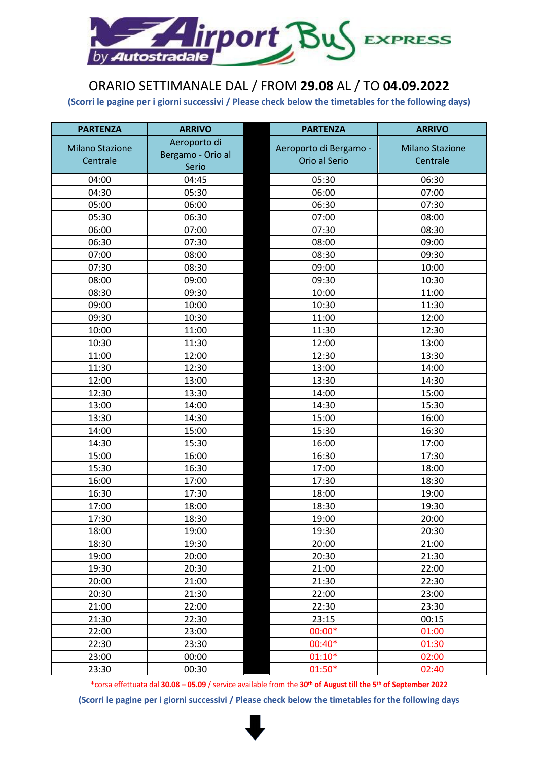# ORARIO SETTIMANALE DAL / FROM **29.08** AL / TO **04.09.2022**

**(Scorri le pagine per i giorni successivi / Please check below the timetables for the following days)**

| PARTENZA | ARRIVO | | PARTENZA | ARRIVO |
|---|---|---|---|---|
| Milano Stazione Centrale | Aeroporto di Bergamo - Orio al Serio | | Aeroporto di Bergamo - Orio al Serio | Milano Stazione Centrale |
| 04:00 | 04:45 | | 05:30 | 06:30 |
| 04:30 | 05:30 | | 06:00 | 07:00 |
| 05:00 | 06:00 | | 06:30 | 07:30 |
| 05:30 | 06:30 | | 07:00 | 08:00 |
| 06:00 | 07:00 | | 07:30 | 08:30 |
| 06:30 | 07:30 | | 08:00 | 09:00 |
| 07:00 | 08:00 | | 08:30 | 09:30 |
| 07:30 | 08:30 | | 09:00 | 10:00 |
| 08:00 | 09:00 | | 09:30 | 10:30 |
| 08:30 | 09:30 | | 10:00 | 11:00 |
| 09:00 | 10:00 | | 10:30 | 11:30 |
| 09:30 | 10:30 | | 11:00 | 12:00 |
| 10:00 | 11:00 | | 11:30 | 12:30 |
| 10:30 | 11:30 | | 12:00 | 13:00 |
| 11:00 | 12:00 | | 12:30 | 13:30 |
| 11:30 | 12:30 | | 13:00 | 14:00 |
| 12:00 | 13:00 | | 13:30 | 14:30 |
| 12:30 | 13:30 | | 14:00 | 15:00 |
| 13:00 | 14:00 | | 14:30 | 15:30 |
| 13:30 | 14:30 | | 15:00 | 16:00 |
| 14:00 | 15:00 | | 15:30 | 16:30 |
| 14:30 | 15:30 | | 16:00 | 17:00 |
| 15:00 | 16:00 | | 16:30 | 17:30 |
| 15:30 | 16:30 | | 17:00 | 18:00 |
| 16:00 | 17:00 | | 17:30 | 18:30 |
| 16:30 | 17:30 | | 18:00 | 19:00 |
| 17:00 | 18:00 | | 18:30 | 19:30 |
| 17:30 | 18:30 | | 19:00 | 20:00 |
| 18:00 | 19:00 | | 19:30 | 20:30 |
| 18:30 | 19:30 | | 20:00 | 21:00 |
| 19:00 | 20:00 | | 20:30 | 21:30 |
| 19:30 | 20:30 | | 21:00 | 22:00 |
| 20:00 | 21:00 | | 21:30 | 22:30 |
| 20:30 | 21:30 | | 22:00 | 23:00 |
| 21:00 | 22:00 | | 22:30 | 23:30 |
| 21:30 | 22:30 | | 23:15 | 00:15 |
| 22:00 | 23:00 | | 00:00* | 01:00 |
| 22:30 | 23:30 | | 00:40* | 01:30 |
| 23:00 | 00:00 | | 01:10* | 02:00 |
| 23:30 | 00:30 | | 01:50* | 02:40 |

*corsa effettuata dal **30.08 – 05.09** / service available from the **30th of August till the 5th of September 2022**

**(Scorri le pagine per i giorni successivi / Please check below the timetables for the following days**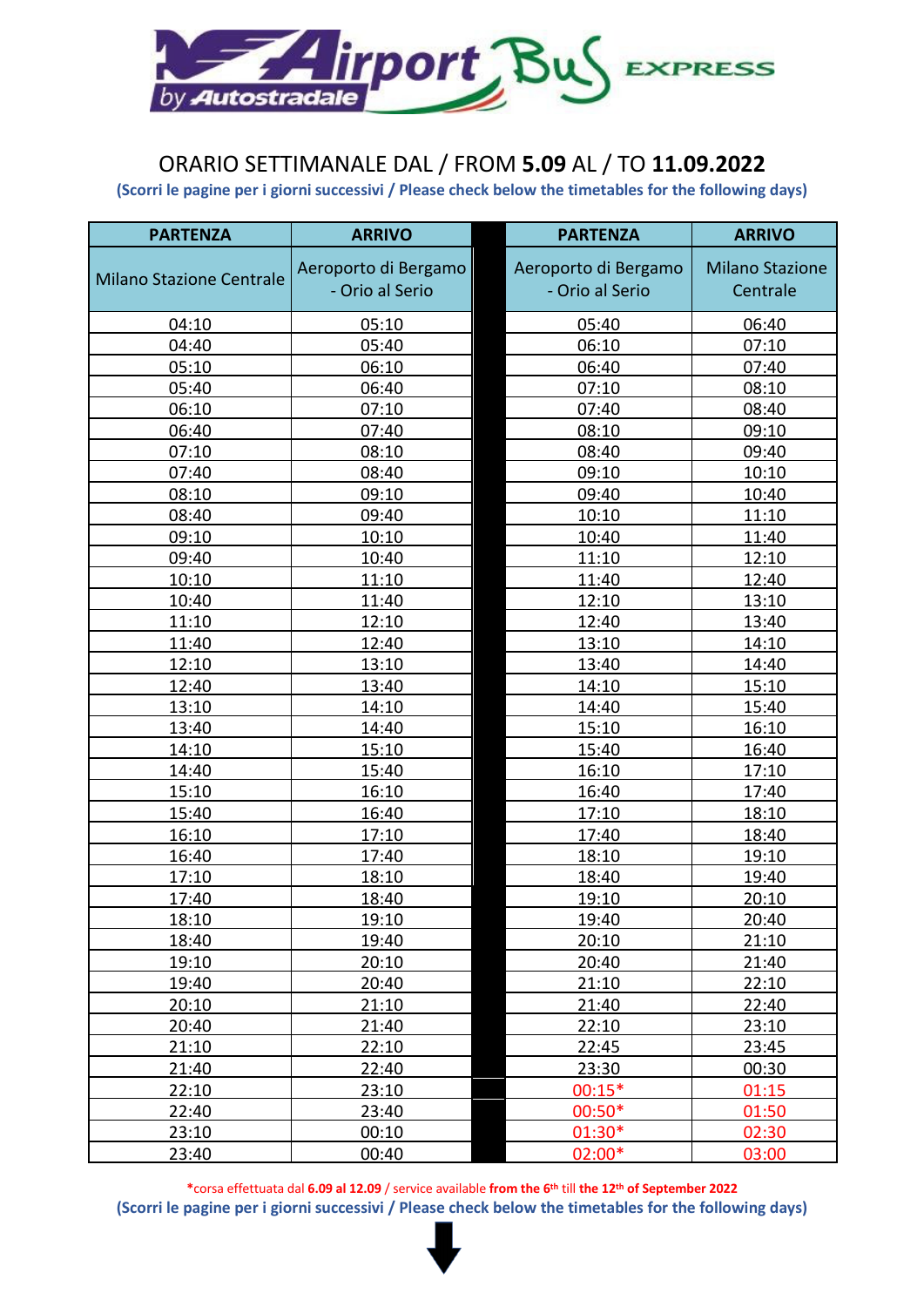# ORARIO SETTIMANALE DAL / FROM **5.09** AL / TO **11.09.2022**

**(Scorri le pagine per i giorni successivi / Please check below the timetables for the following days)**

| PARTENZA | ARRIVO | PARTENZA | ARRIVO |
|---|---|---|---|
| Milano Stazione Centrale | Aeroporto di Bergamo - Orio al Serio | Aeroporto di Bergamo - Orio al Serio | Milano Stazione Centrale |
| 04:10 | 05:10 | 05:40 | 06:40 |
| 04:40 | 05:40 | 06:10 | 07:10 |
| 05:10 | 06:10 | 06:40 | 07:40 |
| 05:40 | 06:40 | 07:10 | 08:10 |
| 06:10 | 07:10 | 07:40 | 08:40 |
| 06:40 | 07:40 | 08:10 | 09:10 |
| 07:10 | 08:10 | 08:40 | 09:40 |
| 07:40 | 08:40 | 09:10 | 10:10 |
| 08:10 | 09:10 | 09:40 | 10:40 |
| 08:40 | 09:40 | 10:10 | 11:10 |
| 09:10 | 10:10 | 10:40 | 11:40 |
| 09:40 | 10:40 | 11:10 | 12:10 |
| 10:10 | 11:10 | 11:40 | 12:40 |
| 10:40 | 11:40 | 12:10 | 13:10 |
| 11:10 | 12:10 | 12:40 | 13:40 |
| 11:40 | 12:40 | 13:10 | 14:10 |
| 12:10 | 13:10 | 13:40 | 14:40 |
| 12:40 | 13:40 | 14:10 | 15:10 |
| 13:10 | 14:10 | 14:40 | 15:40 |
| 13:40 | 14:40 | 15:10 | 16:10 |
| 14:10 | 15:10 | 15:40 | 16:40 |
| 14:40 | 15:40 | 16:10 | 17:10 |
| 15:10 | 16:10 | 16:40 | 17:40 |
| 15:40 | 16:40 | 17:10 | 18:10 |
| 16:10 | 17:10 | 17:40 | 18:40 |
| 16:40 | 17:40 | 18:10 | 19:10 |
| 17:10 | 18:10 | 18:40 | 19:40 |
| 17:40 | 18:40 | 19:10 | 20:10 |
| 18:10 | 19:10 | 19:40 | 20:40 |
| 18:40 | 19:40 | 20:10 | 21:10 |
| 19:10 | 20:10 | 20:40 | 21:40 |
| 19:40 | 20:40 | 21:10 | 22:10 |
| 20:10 | 21:10 | 21:40 | 22:40 |
| 20:40 | 21:40 | 22:10 | 23:10 |
| 21:10 | 22:10 | 22:45 | 23:45 |
| 21:40 | 22:40 | 23:30 | 00:30 |
| 22:10 | 23:10 | 00:15* | 01:15 |
| 22:40 | 23:40 | 00:50* | 01:50 |
| 23:10 | 00:10 | 01:30* | 02:30 |
| 23:40 | 00:40 | 02:00* | 03:00 |

*corsa effettuata dal **6.09 al 12.09** / service available **from the 6th till the 12th of September 2022**

**(Scorri le pagine per i giorni successivi / Please check below the timetables for the following days)**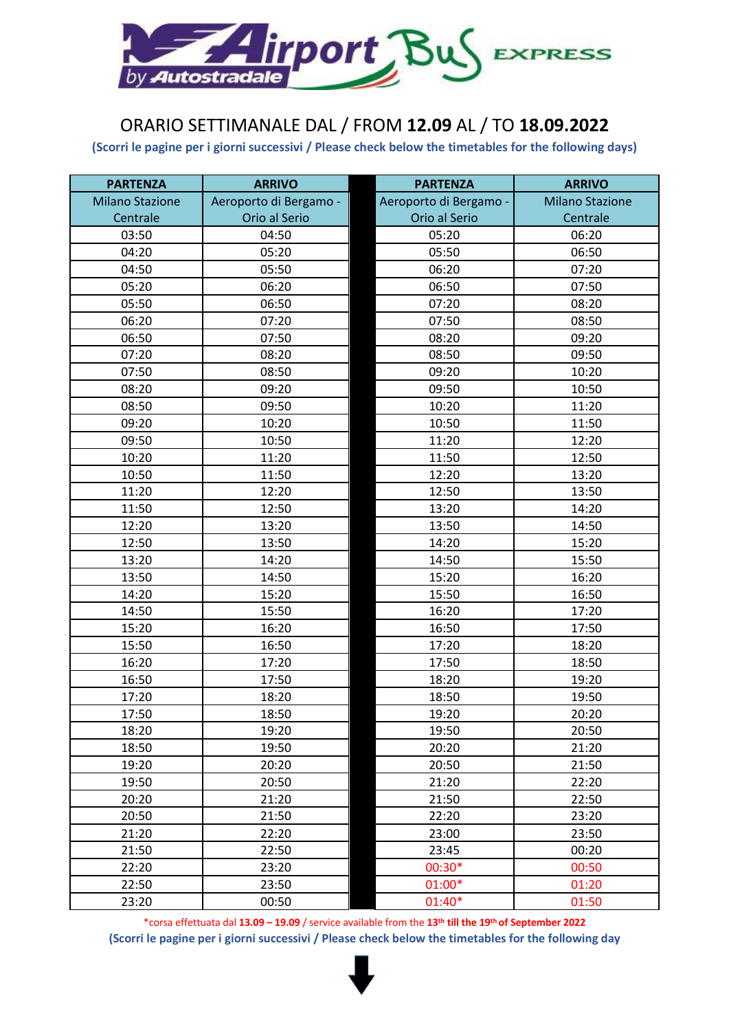# Airport Bus EXPRESS by Autostradale

## ORARIO SETTIMANALE DAL / FROM **12.09** AL / TO **18.09.2022**

**(Scorri le pagine per i giorni successivi / Please check below the timetables for the following days)**

| PARTENZA | ARRIVO | PARTENZA | ARRIVO |
|---|---|---|---|
| Milano Stazione Centrale | Aeroporto di Bergamo - Orio al Serio | Aeroporto di Bergamo - Orio al Serio | Milano Stazione Centrale |
| 03:50 | 04:50 | 05:20 | 06:20 |
| 04:20 | 05:20 | 05:50 | 06:50 |
| 04:50 | 05:50 | 06:20 | 07:20 |
| 05:20 | 06:20 | 06:50 | 07:50 |
| 05:50 | 06:50 | 07:20 | 08:20 |
| 06:20 | 07:20 | 07:50 | 08:50 |
| 06:50 | 07:50 | 08:20 | 09:20 |
| 07:20 | 08:20 | 08:50 | 09:50 |
| 07:50 | 08:50 | 09:20 | 10:20 |
| 08:20 | 09:20 | 09:50 | 10:50 |
| 08:50 | 09:50 | 10:20 | 11:20 |
| 09:20 | 10:20 | 10:50 | 11:50 |
| 09:50 | 10:50 | 11:20 | 12:20 |
| 10:20 | 11:20 | 11:50 | 12:50 |
| 10:50 | 11:50 | 12:20 | 13:20 |
| 11:20 | 12:20 | 12:50 | 13:50 |
| 11:50 | 12:50 | 13:20 | 14:20 |
| 12:20 | 13:20 | 13:50 | 14:50 |
| 12:50 | 13:50 | 14:20 | 15:20 |
| 13:20 | 14:20 | 14:50 | 15:50 |
| 13:50 | 14:50 | 15:20 | 16:20 |
| 14:20 | 15:20 | 15:50 | 16:50 |
| 14:50 | 15:50 | 16:20 | 17:20 |
| 15:20 | 16:20 | 16:50 | 17:50 |
| 15:50 | 16:50 | 17:20 | 18:20 |
| 16:20 | 17:20 | 17:50 | 18:50 |
| 16:50 | 17:50 | 18:20 | 19:20 |
| 17:20 | 18:20 | 18:50 | 19:50 |
| 17:50 | 18:50 | 19:20 | 20:20 |
| 18:20 | 19:20 | 19:50 | 20:50 |
| 18:50 | 19:50 | 20:20 | 21:20 |
| 19:20 | 20:20 | 20:50 | 21:50 |
| 19:50 | 20:50 | 21:20 | 22:20 |
| 20:20 | 21:20 | 21:50 | 22:50 |
| 20:50 | 21:50 | 22:20 | 23:20 |
| 21:20 | 22:20 | 23:00 | 23:50 |
| 21:50 | 22:50 | 23:45 | 00:20 |
| 22:20 | 23:20 | 00:30* | 00:50 |
| 22:50 | 23:50 | 01:00* | 01:20 |
| 23:20 | 00:50 | 01:40* | 01:50 |

*corsa effettuata dal **13.09 – 19.09** / service available from the **13th till the 19th of September 2022**

**(Scorri le pagine per i giorni successivi / Please check below the timetables for the following day**